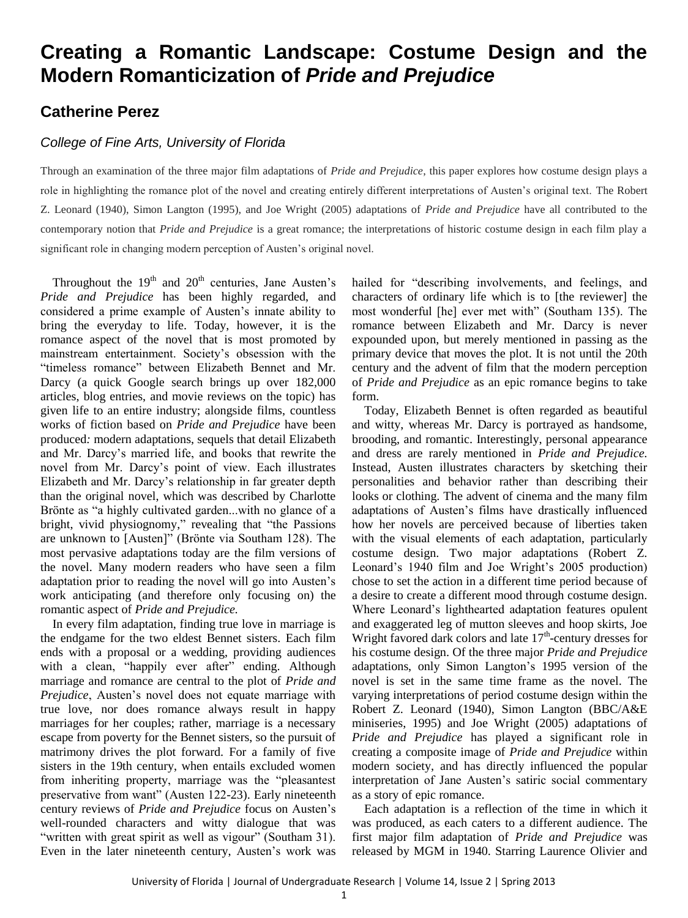# Creating a Romantic Landscape: Costume Design and the Modern Romanticization of *Pride and Prejudice*

## Catherine Perez

### *College of Fine Arts, University of Florida*

Through an examination of the three major film adaptations of *Pride and Prejudice*, this paper explores how costume design plays a role in highlighting the romance plot of the novel and creating entirely different interpretations of Austen's original text. The Robert Z. Leonard (1940), Simon Langton (1995), and Joe Wright (2005) adaptations of *Pride and Prejudice* have all contributed to the contemporary notion that *Pride and Prejudice* is a great romance; the interpretations of historic costume design in each film play a significant role in changing modern perception of Austen's original novel.

Throughout the 19th and 20th centuries, Jane Austen's *Pride and Prejudice* has been highly regarded, and considered a prime example of Austen's innate ability to bring the everyday to life. Today, however, it is the romance aspect of the novel that is most promoted by mainstream entertainment. Society's obsession with the "timeless romance" between Elizabeth Bennet and Mr. Darcy (a quick Google search brings up over 182,000 articles, blog entries, and movie reviews on the topic) has given life to an entire industry; alongside films, countless works of fiction based on *Pride and Prejudice* have been produced*:* modern adaptations, sequels that detail Elizabeth and Mr. Darcy's married life, and books that rewrite the novel from Mr. Darcy's point of view. Each illustrates Elizabeth and Mr. Darcy's relationship in far greater depth than the original novel, which was described by Charlotte Brönte as "a highly cultivated garden...with no glance of a bright, vivid physiognomy," revealing that "the Passions are unknown to [Austen]" (Brönte via Southam 128). The most pervasive adaptations today are the film versions of the novel. Many modern readers who have seen a film adaptation prior to reading the novel will go into Austen's work anticipating (and therefore only focusing on) the romantic aspect of *Pride and Prejudice.*

In every film adaptation, finding true love in marriage is the endgame for the two eldest Bennet sisters. Each film ends with a proposal or a wedding, providing audiences with a clean, "happily ever after" ending. Although marriage and romance are central to the plot of *Pride and Prejudice*, Austen's novel does not equate marriage with true love, nor does romance always result in happy marriages for her couples; rather, marriage is a necessary escape from poverty for the Bennet sisters, so the pursuit of matrimony drives the plot forward. For a family of five sisters in the 19th century, when entails excluded women from inheriting property, marriage was the "pleasantest preservative from want" (Austen 122-23). Early nineteenth century reviews of *Pride and Prejudice* focus on Austen's well-rounded characters and witty dialogue that was "written with great spirit as well as vigour" (Southam 31). Even in the later nineteenth century, Austen's work was hailed for "describing involvements, and feelings, and characters of ordinary life which is to [the reviewer] the most wonderful [he] ever met with" (Southam 135). The romance between Elizabeth and Mr. Darcy is never expounded upon, but merely mentioned in passing as the primary device that moves the plot. It is not until the 20th century and the advent of film that the modern perception of *Pride and Prejudice* as an epic romance begins to take form.

Today, Elizabeth Bennet is often regarded as beautiful and witty, whereas Mr. Darcy is portrayed as handsome, brooding, and romantic. Interestingly, personal appearance and dress are rarely mentioned in *Pride and Prejudice.* Instead, Austen illustrates characters by sketching their personalities and behavior rather than describing their looks or clothing. The advent of cinema and the many film adaptations of Austen's films have drastically influenced how her novels are perceived because of liberties taken with the visual elements of each adaptation, particularly costume design. Two major adaptations (Robert Z. Leonard's 1940 film and Joe Wright's 2005 production) chose to set the action in a different time period because of a desire to create a different mood through costume design. Where Leonard's lighthearted adaptation features opulent and exaggerated leg of mutton sleeves and hoop skirts, Joe Wright favored dark colors and late 17th-century dresses for his costume design. Of the three major *Pride and Prejudice* adaptations, only Simon Langton's 1995 version of the novel is set in the same time frame as the novel. The varying interpretations of period costume design within the Robert Z. Leonard (1940), Simon Langton (BBC/A&E miniseries, 1995) and Joe Wright (2005) adaptations of *Pride and Prejudice* has played a significant role in creating a composite image of *Pride and Prejudice* within modern society, and has directly influenced the popular interpretation of Jane Austen's satiric social commentary as a story of epic romance.

Each adaptation is a reflection of the time in which it was produced, as each caters to a different audience. The first major film adaptation of *Pride and Prejudice* was released by MGM in 1940. Starring Laurence Olivier and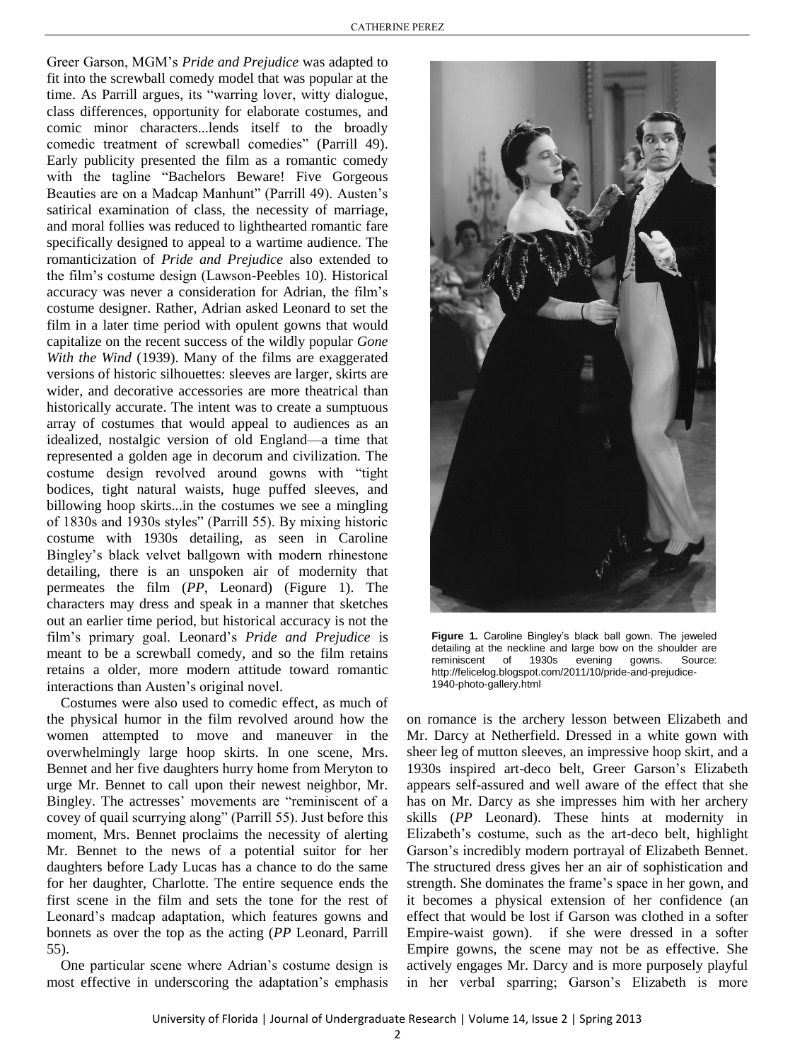Greer Garson, MGM's *Pride and Prejudice* was adapted to fit into the screwball comedy model that was popular at the time. As Parrill argues, its "warring lover, witty dialogue, class differences, opportunity for elaborate costumes, and comic minor characters...lends itself to the broadly comedic treatment of screwball comedies" (Parrill 49). Early publicity presented the film as a romantic comedy with the tagline "Bachelors Beware! Five Gorgeous Beauties are on a Madcap Manhunt" (Parrill 49). Austen's satirical examination of class, the necessity of marriage, and moral follies was reduced to lighthearted romantic fare specifically designed to appeal to a wartime audience. The romanticization of *Pride and Prejudice* also extended to the film's costume design (Lawson-Peebles 10). Historical accuracy was never a consideration for Adrian, the film's costume designer. Rather, Adrian asked Leonard to set the film in a later time period with opulent gowns that would capitalize on the recent success of the wildly popular *Gone With the Wind* (1939). Many of the films are exaggerated versions of historic silhouettes: sleeves are larger, skirts are wider, and decorative accessories are more theatrical than historically accurate. The intent was to create a sumptuous array of costumes that would appeal to audiences as an idealized, nostalgic version of old England—a time that represented a golden age in decorum and civilization. The costume design revolved around gowns with "tight bodices, tight natural waists, huge puffed sleeves, and billowing hoop skirts...in the costumes we see a mingling of 1830s and 1930s styles" (Parrill 55). By mixing historic costume with 1930s detailing, as seen in Caroline Bingley's black velvet ballgown with modern rhinestone detailing, there is an unspoken air of modernity that permeates the film (*PP*, Leonard) (Figure 1). The characters may dress and speak in a manner that sketches out an earlier time period, but historical accuracy is not the film's primary goal. Leonard's *Pride and Prejudice* is meant to be a screwball comedy, and so the film retains retains a older, more modern attitude toward romantic interactions than Austen's original novel.

**Figure 1.** Caroline Bingley's black ball gown. The jeweled detailing at the neckline and large bow on the shoulder are reminiscent of 1930s evening gowns. Source: http://felicelog.blogspot.com/2011/10/pride-and-prejudice-1940-photo-gallery.html

Costumes were also used to comedic effect, as much of the physical humor in the film revolved around how the women attempted to move and maneuver in the overwhelmingly large hoop skirts. In one scene, Mrs. Bennet and her five daughters hurry home from Meryton to urge Mr. Bennet to call upon their newest neighbor, Mr. Bingley. The actresses' movements are "reminiscent of a covey of quail scurrying along" (Parrill 55). Just before this moment, Mrs. Bennet proclaims the necessity of alerting Mr. Bennet to the news of a potential suitor for her daughters before Lady Lucas has a chance to do the same for her daughter, Charlotte. The entire sequence ends the first scene in the film and sets the tone for the rest of Leonard's madcap adaptation, which features gowns and bonnets as over the top as the acting (*PP* Leonard, Parrill 55).

One particular scene where Adrian's costume design is most effective in underscoring the adaptation's emphasis on romance is the archery lesson between Elizabeth and Mr. Darcy at Netherfield. Dressed in a white gown with sheer leg of mutton sleeves, an impressive hoop skirt, and a 1930s inspired art-deco belt, Greer Garson's Elizabeth appears self-assured and well aware of the effect that she has on Mr. Darcy as she impresses him with her archery skills (*PP* Leonard). These hints at modernity in Elizabeth's costume, such as the art-deco belt, highlight Garson's incredibly modern portrayal of Elizabeth Bennet. The structured dress gives her an air of sophistication and strength. She dominates the frame's space in her gown, and it becomes a physical extension of her confidence (an effect that would be lost if Garson was clothed in a softer Empire-waist gown). if she were dressed in a softer Empire gowns, the scene may not be as effective. She actively engages Mr. Darcy and is more purposely playful in her verbal sparring; Garson's Elizabeth is more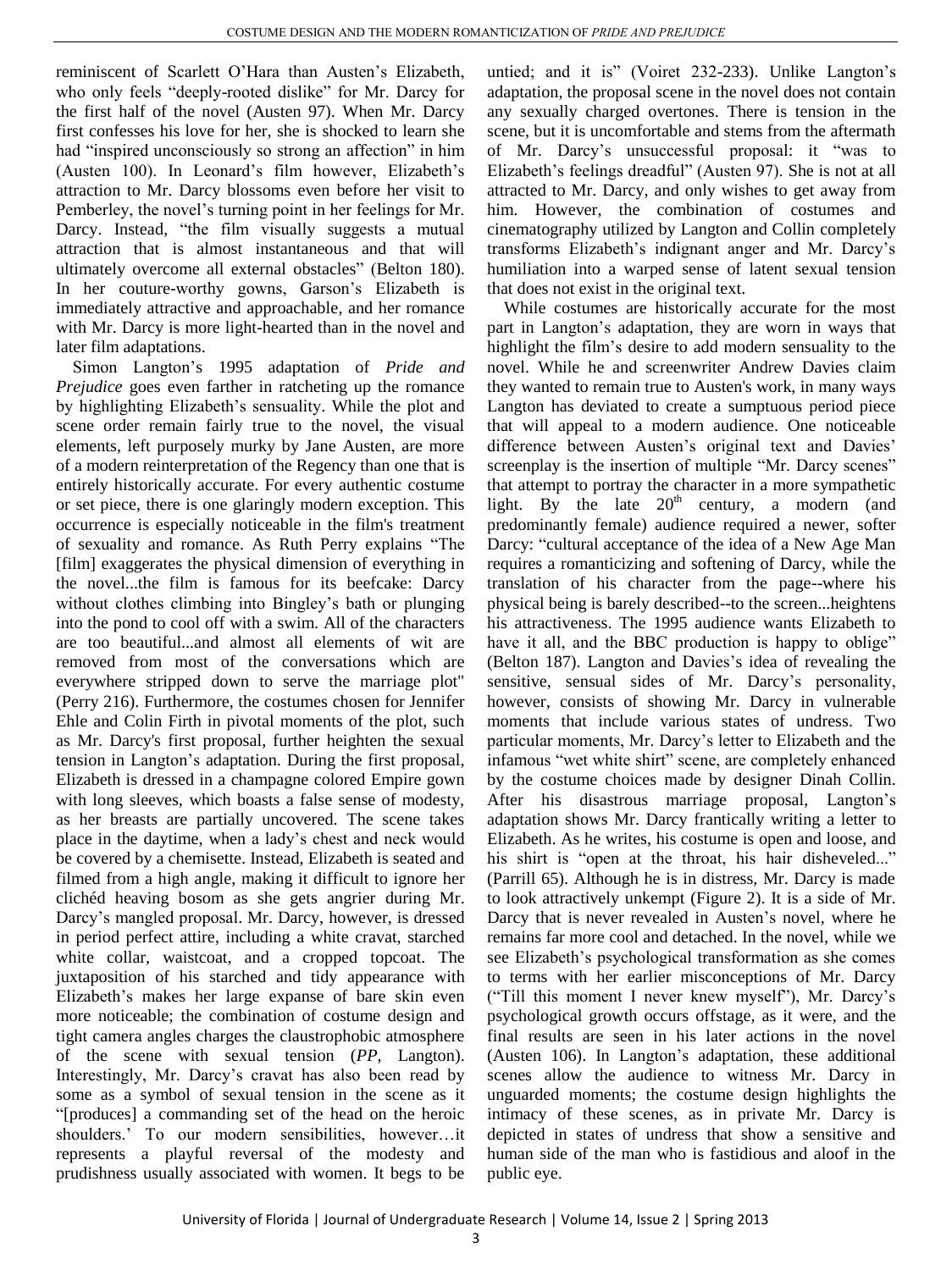reminiscent of Scarlett O'Hara than Austen's Elizabeth, who only feels "deeply-rooted dislike" for Mr. Darcy for the first half of the novel (Austen 97). When Mr. Darcy first confesses his love for her, she is shocked to learn she had "inspired unconsciously so strong an affection" in him (Austen 100). In Leonard's film however, Elizabeth's attraction to Mr. Darcy blossoms even before her visit to Pemberley, the novel's turning point in her feelings for Mr. Darcy. Instead, "the film visually suggests a mutual attraction that is almost instantaneous and that will ultimately overcome all external obstacles" (Belton 180). In her couture-worthy gowns, Garson's Elizabeth is immediately attractive and approachable, and her romance with Mr. Darcy is more light-hearted than in the novel and later film adaptations.

Simon Langton's 1995 adaptation of *Pride and Prejudice* goes even farther in ratcheting up the romance by highlighting Elizabeth's sensuality. While the plot and scene order remain fairly true to the novel, the visual elements, left purposely murky by Jane Austen, are more of a modern reinterpretation of the Regency than one that is entirely historically accurate. For every authentic costume or set piece, there is one glaringly modern exception. This occurrence is especially noticeable in the film's treatment of sexuality and romance. As Ruth Perry explains "The [film] exaggerates the physical dimension of everything in the novel...the film is famous for its beefcake: Darcy without clothes climbing into Bingley's bath or plunging into the pond to cool off with a swim. All of the characters are too beautiful...and almost all elements of wit are removed from most of the conversations which are everywhere stripped down to serve the marriage plot" (Perry 216). Furthermore, the costumes chosen for Jennifer Ehle and Colin Firth in pivotal moments of the plot, such as Mr. Darcy's first proposal, further heighten the sexual tension in Langton's adaptation. During the first proposal, Elizabeth is dressed in a champagne colored Empire gown with long sleeves, which boasts a false sense of modesty, as her breasts are partially uncovered. The scene takes place in the daytime, when a lady's chest and neck would be covered by a chemisette. Instead, Elizabeth is seated and filmed from a high angle, making it difficult to ignore her clichéd heaving bosom as she gets angrier during Mr. Darcy's mangled proposal. Mr. Darcy, however, is dressed in period perfect attire, including a white cravat, starched white collar, waistcoat, and a cropped topcoat. The juxtaposition of his starched and tidy appearance with Elizabeth's makes her large expanse of bare skin even more noticeable; the combination of costume design and tight camera angles charges the claustrophobic atmosphere of the scene with sexual tension (*PP*, Langton). Interestingly, Mr. Darcy's cravat has also been read by some as a symbol of sexual tension in the scene as it "[produces] a commanding set of the head on the heroic shoulders.' To our modern sensibilities, however…it represents a playful reversal of the modesty and prudishness usually associated with women. It begs to be untied; and it is" (Voiret 232-233). Unlike Langton's adaptation, the proposal scene in the novel does not contain any sexually charged overtones. There is tension in the scene, but it is uncomfortable and stems from the aftermath of Mr. Darcy's unsuccessful proposal: it "was to Elizabeth's feelings dreadful" (Austen 97). She is not at all attracted to Mr. Darcy, and only wishes to get away from him. However, the combination of costumes and cinematography utilized by Langton and Collin completely transforms Elizabeth's indignant anger and Mr. Darcy's humiliation into a warped sense of latent sexual tension that does not exist in the original text.

While costumes are historically accurate for the most part in Langton's adaptation, they are worn in ways that highlight the film's desire to add modern sensuality to the novel. While he and screenwriter Andrew Davies claim they wanted to remain true to Austen's work, in many ways Langton has deviated to create a sumptuous period piece that will appeal to a modern audience. One noticeable difference between Austen's original text and Davies' screenplay is the insertion of multiple "Mr. Darcy scenes" that attempt to portray the character in a more sympathetic light. By the late 20th century, a modern (and predominantly female) audience required a newer, softer Darcy: "cultural acceptance of the idea of a New Age Man requires a romanticizing and softening of Darcy, while the translation of his character from the page--where his physical being is barely described--to the screen...heightens his attractiveness. The 1995 audience wants Elizabeth to have it all, and the BBC production is happy to oblige" (Belton 187). Langton and Davies's idea of revealing the sensitive, sensual sides of Mr. Darcy's personality, however, consists of showing Mr. Darcy in vulnerable moments that include various states of undress. Two particular moments, Mr. Darcy's letter to Elizabeth and the infamous "wet white shirt" scene, are completely enhanced by the costume choices made by designer Dinah Collin. After his disastrous marriage proposal, Langton's adaptation shows Mr. Darcy frantically writing a letter to Elizabeth. As he writes, his costume is open and loose, and his shirt is "open at the throat, his hair disheveled..." (Parrill 65). Although he is in distress, Mr. Darcy is made to look attractively unkempt (Figure 2). It is a side of Mr. Darcy that is never revealed in Austen's novel, where he remains far more cool and detached. In the novel, while we see Elizabeth's psychological transformation as she comes to terms with her earlier misconceptions of Mr. Darcy ("Till this moment I never knew myself"), Mr. Darcy's psychological growth occurs offstage, as it were, and the final results are seen in his later actions in the novel (Austen 106). In Langton's adaptation, these additional scenes allow the audience to witness Mr. Darcy in unguarded moments; the costume design highlights the intimacy of these scenes, as in private Mr. Darcy is depicted in states of undress that show a sensitive and human side of the man who is fastidious and aloof in the public eye.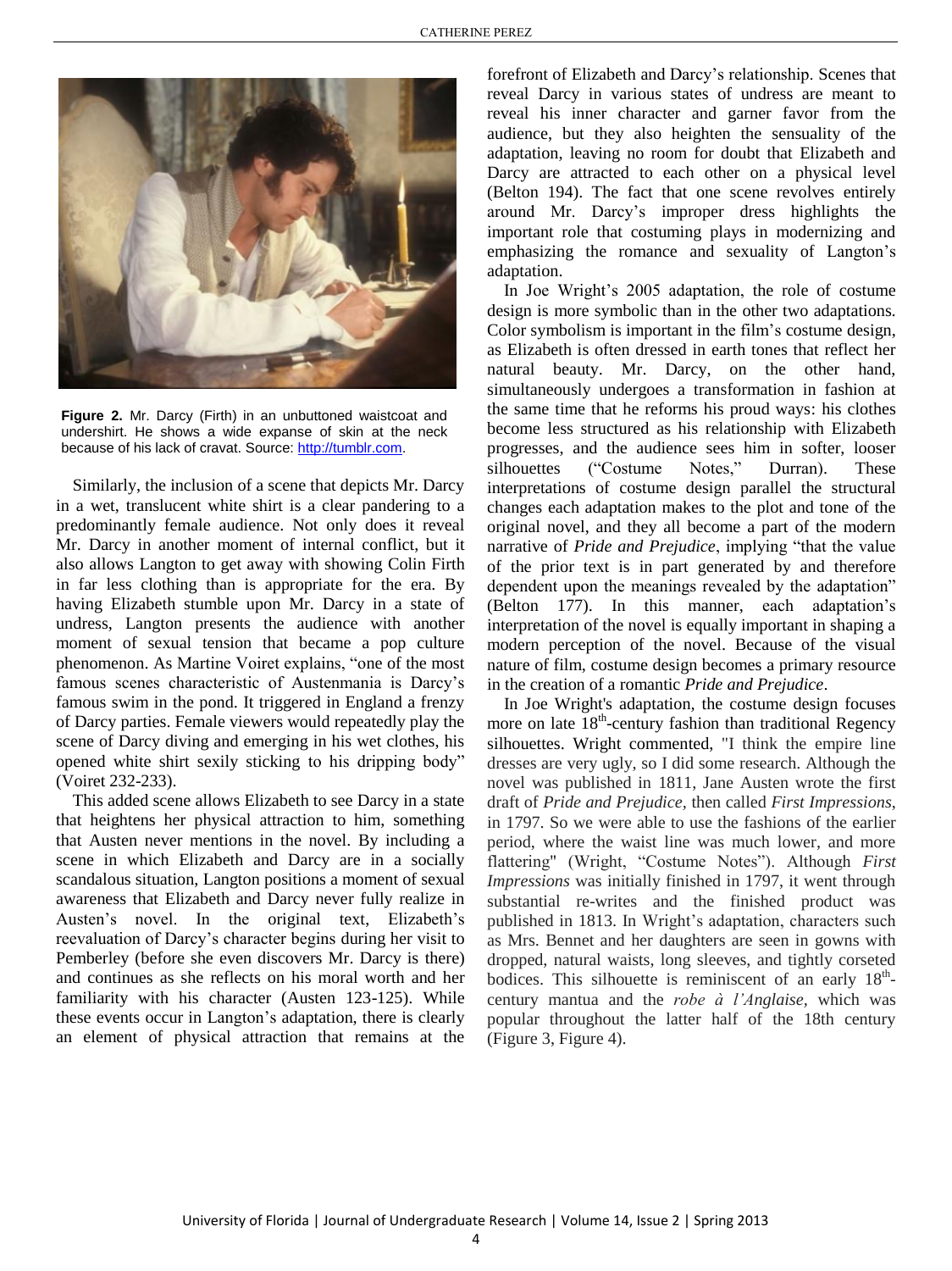**Figure 2.** Mr. Darcy (Firth) in an unbuttoned waistcoat and undershirt. He shows a wide expanse of skin at the neck because of his lack of cravat. Source: http://tumblr.com.

Similarly, the inclusion of a scene that depicts Mr. Darcy in a wet, translucent white shirt is a clear pandering to a predominantly female audience. Not only does it reveal Mr. Darcy in another moment of internal conflict, but it also allows Langton to get away with showing Colin Firth in far less clothing than is appropriate for the era. By having Elizabeth stumble upon Mr. Darcy in a state of undress, Langton presents the audience with another moment of sexual tension that became a pop culture phenomenon. As Martine Voiret explains, "one of the most famous scenes characteristic of Austenmania is Darcy's famous swim in the pond. It triggered in England a frenzy of Darcy parties. Female viewers would repeatedly play the scene of Darcy diving and emerging in his wet clothes, his opened white shirt sexily sticking to his dripping body" (Voiret 232-233).

This added scene allows Elizabeth to see Darcy in a state that heightens her physical attraction to him, something that Austen never mentions in the novel. By including a scene in which Elizabeth and Darcy are in a socially scandalous situation, Langton positions a moment of sexual awareness that Elizabeth and Darcy never fully realize in Austen's novel. In the original text, Elizabeth's reevaluation of Darcy's character begins during her visit to Pemberley (before she even discovers Mr. Darcy is there) and continues as she reflects on his moral worth and her familiarity with his character (Austen 123-125). While these events occur in Langton's adaptation, there is clearly an element of physical attraction that remains at the forefront of Elizabeth and Darcy's relationship. Scenes that reveal Darcy in various states of undress are meant to reveal his inner character and garner favor from the audience, but they also heighten the sensuality of the adaptation, leaving no room for doubt that Elizabeth and Darcy are attracted to each other on a physical level (Belton 194). The fact that one scene revolves entirely around Mr. Darcy's improper dress highlights the important role that costuming plays in modernizing and emphasizing the romance and sexuality of Langton's adaptation.

In Joe Wright's 2005 adaptation, the role of costume design is more symbolic than in the other two adaptations. Color symbolism is important in the film's costume design, as Elizabeth is often dressed in earth tones that reflect her natural beauty. Mr. Darcy, on the other hand, simultaneously undergoes a transformation in fashion at the same time that he reforms his proud ways: his clothes become less structured as his relationship with Elizabeth progresses, and the audience sees him in softer, looser silhouettes ("Costume Notes," Durran). These interpretations of costume design parallel the structural changes each adaptation makes to the plot and tone of the original novel, and they all become a part of the modern narrative of *Pride and Prejudice*, implying "that the value of the prior text is in part generated by and therefore dependent upon the meanings revealed by the adaptation" (Belton 177). In this manner, each adaptation's interpretation of the novel is equally important in shaping a modern perception of the novel. Because of the visual nature of film, costume design becomes a primary resource in the creation of a romantic *Pride and Prejudice*.

In Joe Wright's adaptation, the costume design focuses more on late 18th-century fashion than traditional Regency silhouettes. Wright commented, "I think the empire line dresses are very ugly, so I did some research. Although the novel was published in 1811, Jane Austen wrote the first draft of *Pride and Prejudice*, then called *First Impressions*, in 1797. So we were able to use the fashions of the earlier period, where the waist line was much lower, and more flattering" (Wright, "Costume Notes"). Although *First Impressions* was initially finished in 1797, it went through substantial re-writes and the finished product was published in 1813. In Wright's adaptation, characters such as Mrs. Bennet and her daughters are seen in gowns with dropped, natural waists, long sleeves, and tightly corseted bodices. This silhouette is reminiscent of an early 18th-century mantua and the *robe à l'Anglaise*, which was popular throughout the latter half of the 18th century (Figure 3, Figure 4).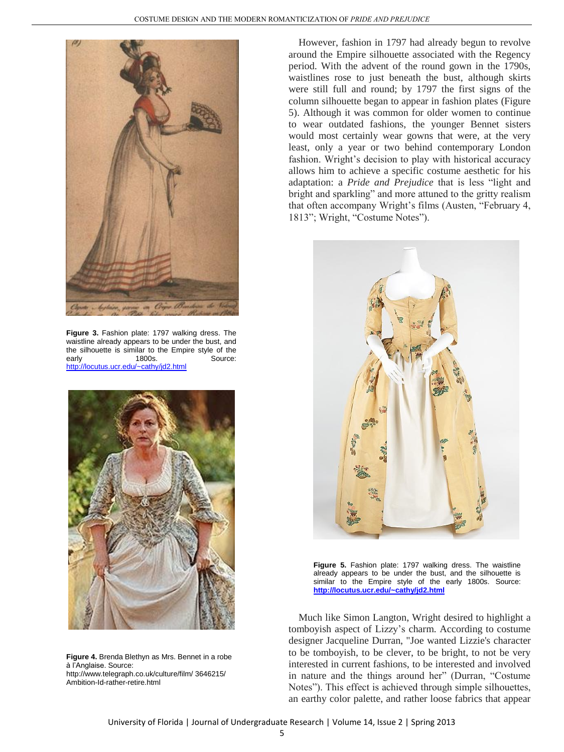Figure 3. Fashion plate: 1797 walking dress. The waistline already appears to be under the bust, and the silhouette is similar to the Empire style of the early 1800s. Source: http://locutus.ucr.edu/~cathy/jd2.html

Figure 4. Brenda Blethyn as Mrs. Bennet in a robe à l'Anglaise. Source: http://www.telegraph.co.uk/culture/film/ 3646215/ Ambition-Id-rather-retire.html

However, fashion in 1797 had already begun to revolve around the Empire silhouette associated with the Regency period. With the advent of the round gown in the 1790s, waistlines rose to just beneath the bust, although skirts were still full and round; by 1797 the first signs of the column silhouette began to appear in fashion plates (Figure 5). Although it was common for older women to continue to wear outdated fashions, the younger Bennet sisters would most certainly wear gowns that were, at the very least, only a year or two behind contemporary London fashion. Wright's decision to play with historical accuracy allows him to achieve a specific costume aesthetic for his adaptation: a *Pride and Prejudice* that is less "light and bright and sparkling" and more attuned to the gritty realism that often accompany Wright's films (Austen, "February 4, 1813"; Wright, "Costume Notes").

**Figure 5.** Fashion plate: 1797 walking dress. The waistline already appears to be under the bust, and the silhouette is similar to the Empire style of the early 1800s. Source: **http://locutus.ucr.edu/~cathy/jd2.html**

Much like Simon Langton, Wright desired to highlight a tomboyish aspect of Lizzy's charm. According to costume designer Jacqueline Durran, "Joe wanted Lizzie's character to be tomboyish, to be clever, to be bright, to not be very interested in current fashions, to be interested and involved in nature and the things around her" (Durran, "Costume Notes"). This effect is achieved through simple silhouettes, an earthy color palette, and rather loose fabrics that appear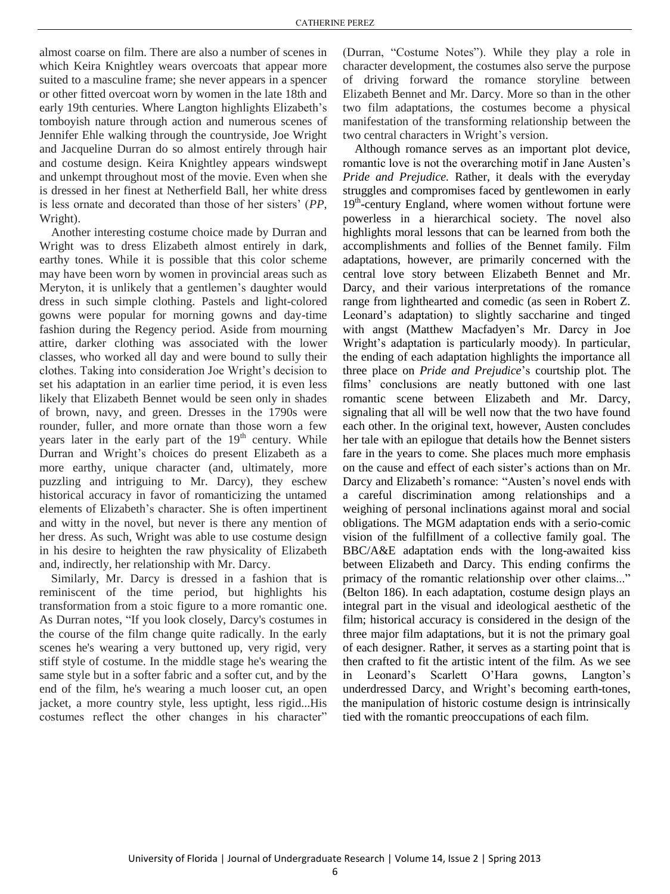almost coarse on film. There are also a number of scenes in which Keira Knightley wears overcoats that appear more suited to a masculine frame; she never appears in a spencer or other fitted overcoat worn by women in the late 18th and early 19th centuries. Where Langton highlights Elizabeth's tomboyish nature through action and numerous scenes of Jennifer Ehle walking through the countryside, Joe Wright and Jacqueline Durran do so almost entirely through hair and costume design. Keira Knightley appears windswept and unkempt throughout most of the movie. Even when she is dressed in her finest at Netherfield Ball, her white dress is less ornate and decorated than those of her sisters' (*PP*, Wright).

Another interesting costume choice made by Durran and Wright was to dress Elizabeth almost entirely in dark, earthy tones. While it is possible that this color scheme may have been worn by women in provincial areas such as Meryton, it is unlikely that a gentlemen's daughter would dress in such simple clothing. Pastels and light-colored gowns were popular for morning gowns and day-time fashion during the Regency period. Aside from mourning attire, darker clothing was associated with the lower classes, who worked all day and were bound to sully their clothes. Taking into consideration Joe Wright's decision to set his adaptation in an earlier time period, it is even less likely that Elizabeth Bennet would be seen only in shades of brown, navy, and green. Dresses in the 1790s were rounder, fuller, and more ornate than those worn a few years later in the early part of the 19th century. While Durran and Wright's choices do present Elizabeth as a more earthy, unique character (and, ultimately, more puzzling and intriguing to Mr. Darcy), they eschew historical accuracy in favor of romanticizing the untamed elements of Elizabeth's character. She is often impertinent and witty in the novel, but never is there any mention of her dress. As such, Wright was able to use costume design in his desire to heighten the raw physicality of Elizabeth and, indirectly, her relationship with Mr. Darcy.

Similarly, Mr. Darcy is dressed in a fashion that is reminiscent of the time period, but highlights his transformation from a stoic figure to a more romantic one. As Durran notes, "If you look closely, Darcy's costumes in the course of the film change quite radically. In the early scenes he's wearing a very buttoned up, very rigid, very stiff style of costume. In the middle stage he's wearing the same style but in a softer fabric and a softer cut, and by the end of the film, he's wearing a much looser cut, an open jacket, a more country style, less uptight, less rigid...His costumes reflect the other changes in his character" (Durran, "Costume Notes"). While they play a role in character development, the costumes also serve the purpose of driving forward the romance storyline between Elizabeth Bennet and Mr. Darcy. More so than in the other two film adaptations, the costumes become a physical manifestation of the transforming relationship between the two central characters in Wright's version.

Although romance serves as an important plot device, romantic love is not the overarching motif in Jane Austen's *Pride and Prejudice.* Rather, it deals with the everyday struggles and compromises faced by gentlewomen in early 19th-century England, where women without fortune were powerless in a hierarchical society. The novel also highlights moral lessons that can be learned from both the accomplishments and follies of the Bennet family. Film adaptations, however, are primarily concerned with the central love story between Elizabeth Bennet and Mr. Darcy, and their various interpretations of the romance range from lighthearted and comedic (as seen in Robert Z. Leonard's adaptation) to slightly saccharine and tinged with angst (Matthew Macfadyen's Mr. Darcy in Joe Wright's adaptation is particularly moody). In particular, the ending of each adaptation highlights the importance all three place on *Pride and Prejudice*'s courtship plot. The films' conclusions are neatly buttoned with one last romantic scene between Elizabeth and Mr. Darcy, signaling that all will be well now that the two have found each other. In the original text, however, Austen concludes her tale with an epilogue that details how the Bennet sisters fare in the years to come. She places much more emphasis on the cause and effect of each sister's actions than on Mr. Darcy and Elizabeth's romance: "Austen's novel ends with a careful discrimination among relationships and a weighing of personal inclinations against moral and social obligations. The MGM adaptation ends with a serio-comic vision of the fulfillment of a collective family goal. The BBC/A&E adaptation ends with the long-awaited kiss between Elizabeth and Darcy. This ending confirms the primacy of the romantic relationship over other claims..." (Belton 186). In each adaptation, costume design plays an integral part in the visual and ideological aesthetic of the film; historical accuracy is considered in the design of the three major film adaptations, but it is not the primary goal of each designer. Rather, it serves as a starting point that is then crafted to fit the artistic intent of the film. As we see in Leonard's Scarlett O'Hara gowns, Langton's underdressed Darcy, and Wright's becoming earth-tones, the manipulation of historic costume design is intrinsically tied with the romantic preoccupations of each film.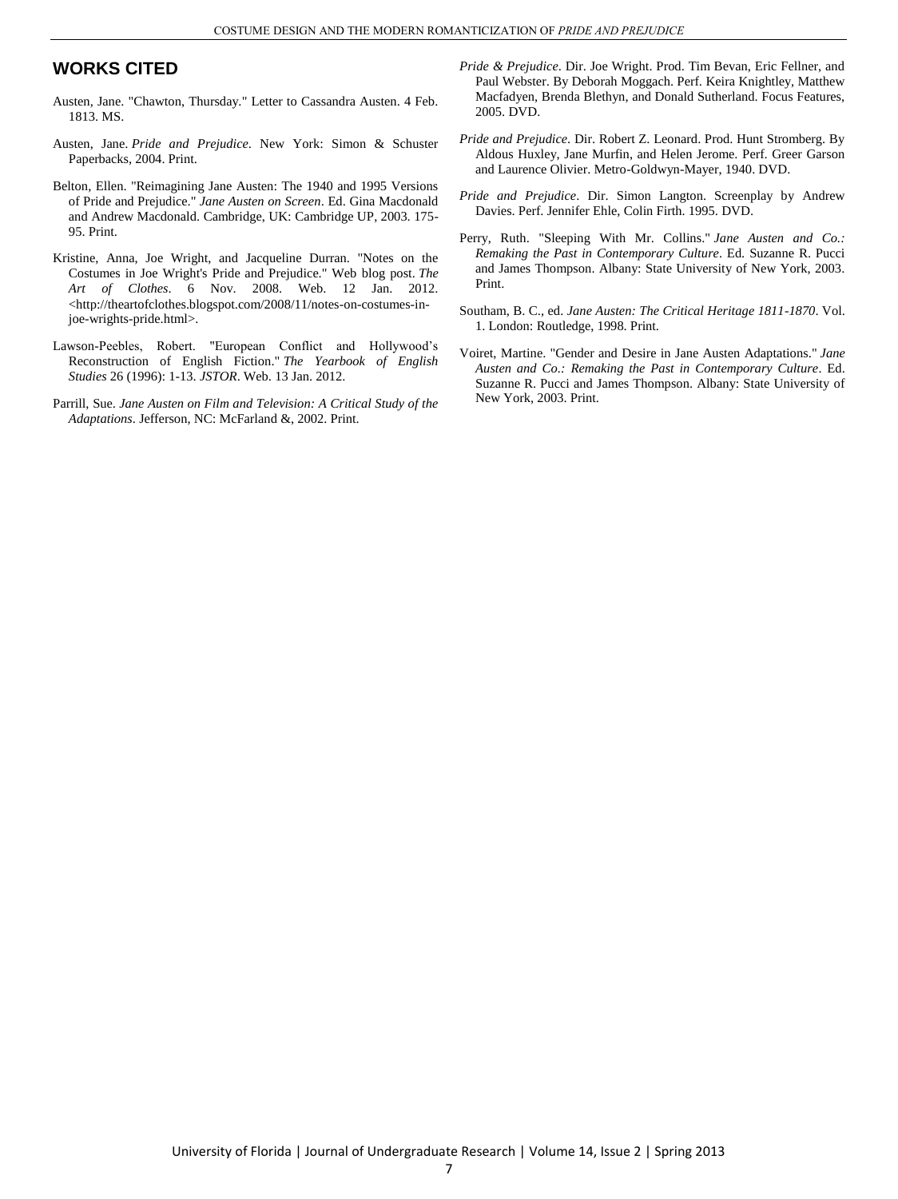## WORKS CITED

Austen, Jane. "Chawton, Thursday." Letter to Cassandra Austen. 4 Feb. 1813. MS.

Austen, Jane. *Pride and Prejudice*. New York: Simon & Schuster Paperbacks, 2004. Print.

Belton, Ellen. "Reimagining Jane Austen: The 1940 and 1995 Versions of Pride and Prejudice." *Jane Austen on Screen*. Ed. Gina Macdonald and Andrew Macdonald. Cambridge, UK: Cambridge UP, 2003. 175-95. Print.

Kristine, Anna, Joe Wright, and Jacqueline Durran. "Notes on the Costumes in Joe Wright's Pride and Prejudice." Web blog post. *The Art of Clothes*. 6 Nov. 2008. Web. 12 Jan. 2012. <http://theartofclothes.blogspot.com/2008/11/notes-on-costumes-in-joe-wrights-pride.html>.

Lawson-Peebles, Robert. "European Conflict and Hollywood's Reconstruction of English Fiction." *The Yearbook of English Studies* 26 (1996): 1-13. *JSTOR*. Web. 13 Jan. 2012.

Parrill, Sue. *Jane Austen on Film and Television: A Critical Study of the Adaptations*. Jefferson, NC: McFarland &, 2002. Print.

*Pride & Prejudice*. Dir. Joe Wright. Prod. Tim Bevan, Eric Fellner, and Paul Webster. By Deborah Moggach. Perf. Keira Knightley, Matthew Macfadyen, Brenda Blethyn, and Donald Sutherland. Focus Features, 2005. DVD.

*Pride and Prejudice*. Dir. Robert Z. Leonard. Prod. Hunt Stromberg. By Aldous Huxley, Jane Murfin, and Helen Jerome. Perf. Greer Garson and Laurence Olivier. Metro-Goldwyn-Mayer, 1940. DVD.

*Pride and Prejudice*. Dir. Simon Langton. Screenplay by Andrew Davies. Perf. Jennifer Ehle, Colin Firth. 1995. DVD.

Perry, Ruth. "Sleeping With Mr. Collins." *Jane Austen and Co.: Remaking the Past in Contemporary Culture*. Ed. Suzanne R. Pucci and James Thompson. Albany: State University of New York, 2003. Print.

Southam, B. C., ed. *Jane Austen: The Critical Heritage 1811-1870*. Vol. 1. London: Routledge, 1998. Print.

Voiret, Martine. "Gender and Desire in Jane Austen Adaptations." *Jane Austen and Co.: Remaking the Past in Contemporary Culture*. Ed. Suzanne R. Pucci and James Thompson. Albany: State University of New York, 2003. Print.